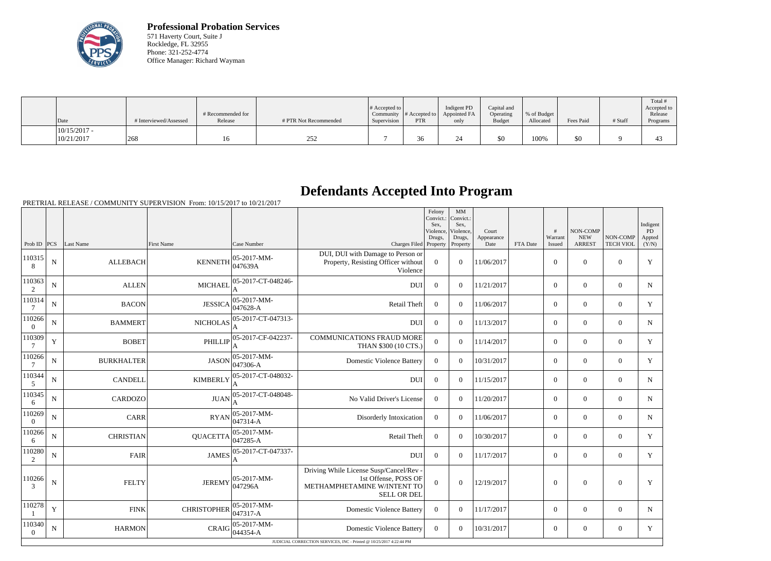**Professional Probation Services**
571 Haverty Court, Suite J
Rockledge, FL 32955
Phone: 321-252-4774
Office Manager: Richard Wayman

| Date | # Interviewed/Assessed | # Recommended for Release | # PTR Not Recommended | # Accepted to Community Supervision | # Accepted to PTR | Indigent PD Appointed FA only | Capital and Operating Budget | % of Budget Allocated | Fees Paid | # Staff | Total # Accepted to Release Programs |
|---|---|---|---|---|---|---|---|---|---|---|---|
| 10/15/2017 - 10/21/2017 | 268 | 16 | 252 | 7 | 36 | 24 | $0 | 100% | $0 | 9 | 43 |

# Defendants Accepted Into Program

PRETRIAL RELEASE / COMMUNITY SUPERVISION From: 10/15/2017 to 10/21/2017

| Prob ID | PCS | Last Name | First Name | Case Number | Charges Filed | Felony Convict.: Sex, Violence, Drugs, Property | MM Convict.: Sex, Violence, Drugs, Property | Court Appearance Date | FTA Date | # Warrant Issued | NON-COMP NEW ARREST | NON-COMP TECH VIOL | Indigent PD Appted (Y/N) |
|---|---|---|---|---|---|---|---|---|---|---|---|---|---|
| 1103158 | N | ALLEBACH | KENNETH | 05-2017-MM-047639A | DUI, DUI with Damage to Person or Property, Resisting Officer without Violence | 0 | 0 | 11/06/2017 | | 0 | 0 | 0 | Y |
| 1103632 | N | ALLEN | MICHAEL | 05-2017-CT-048246-A | DUI | 0 | 0 | 11/21/2017 | | 0 | 0 | 0 | N |
| 1103147 | N | BACON | JESSICA | 05-2017-MM-047628-A | Retail Theft | 0 | 0 | 11/06/2017 | | 0 | 0 | 0 | Y |
| 1102660 | N | BAMMERT | NICHOLAS | 05-2017-CT-047313-A | DUI | 0 | 0 | 11/13/2017 | | 0 | 0 | 0 | N |
| 1103097 | Y | BOBET | PHILLIP | 05-2017-CF-042237-A | COMMUNICATIONS FRAUD MORE THAN $300 (10 CTS.) | 0 | 0 | 11/14/2017 | | 0 | 0 | 0 | Y |
| 1102667 | N | BURKHALTER | JASON | 05-2017-MM-047306-A | Domestic Violence Battery | 0 | 0 | 10/31/2017 | | 0 | 0 | 0 | Y |
| 1103445 | N | CANDELL | KIMBERLY | 05-2017-CT-048032-A | DUI | 0 | 0 | 11/15/2017 | | 0 | 0 | 0 | N |
| 1103456 | N | CARDOZO | JUAN | 05-2017-CT-048048-A | No Valid Driver's License | 0 | 0 | 11/20/2017 | | 0 | 0 | 0 | N |
| 1102690 | N | CARR | RYAN | 05-2017-MM-047314-A | Disorderly Intoxication | 0 | 0 | 11/06/2017 | | 0 | 0 | 0 | N |
| 1102666 | N | CHRISTIAN | QUACETTA | 05-2017-MM-047285-A | Retail Theft | 0 | 0 | 10/30/2017 | | 0 | 0 | 0 | Y |
| 1102802 | N | FAIR | JAMES | 05-2017-CT-047337-A | DUI | 0 | 0 | 11/17/2017 | | 0 | 0 | 0 | Y |
| 1102663 | N | FELTY | JEREMY | 05-2017-MM-047296A | Driving While License Susp/Cancel/Rev - 1st Offense, POSS OF METHAMPHETAMINE W/INTENT TO SELL OR DEL | 0 | 0 | 12/19/2017 | | 0 | 0 | 0 | Y |
| 1102781 | Y | FINK | CHRISTOPHER | 05-2017-MM-047317-A | Domestic Violence Battery | 0 | 0 | 11/17/2017 | | 0 | 0 | 0 | N |
| 1103400 | N | HARMON | CRAIG | 05-2017-MM-044354-A | Domestic Violence Battery | 0 | 0 | 10/31/2017 | | 0 | 0 | 0 | Y |

JUDICIAL CORRECTION SERVICES, INC - Printed @ 10/25/2017 4:22:44 PM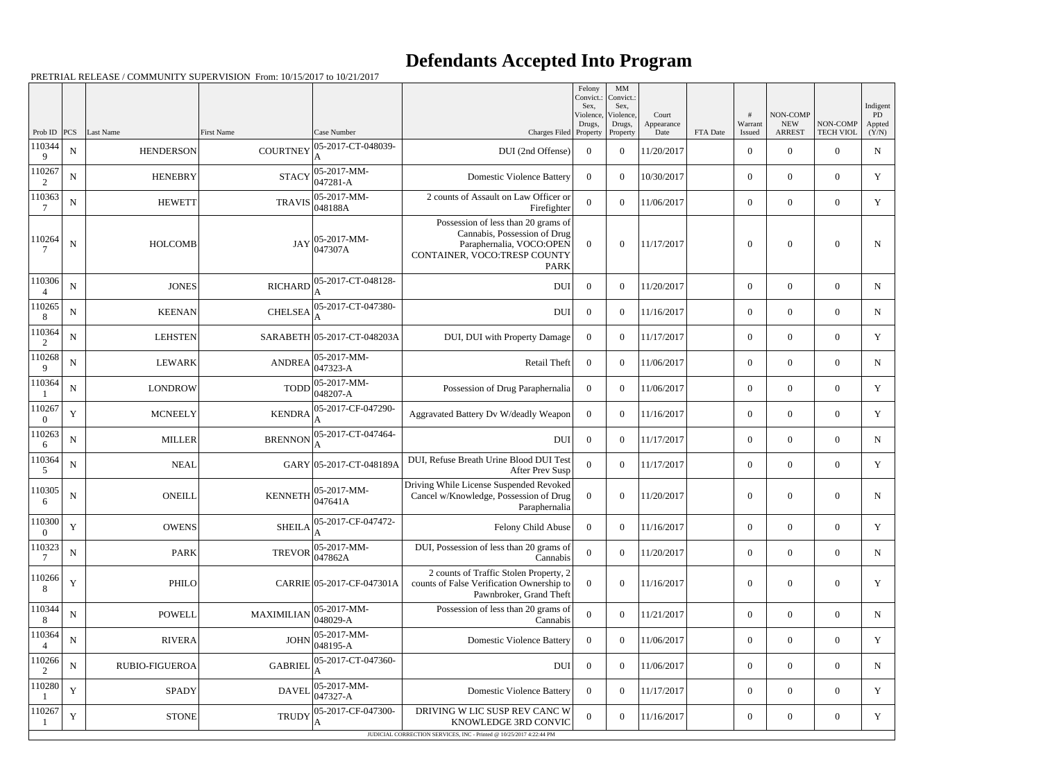# Defendants Accepted Into Program

PRETRIAL RELEASE / COMMUNITY SUPERVISION From: 10/15/2017 to 10/21/2017

| Prob ID | PCS | Last Name | First Name | Case Number | Charges Filed | Felony Convict.: Sex, Violence, Drugs, Property | MM Convict.: Sex, Violence, Drugs, Property | Court Appearance Date | FTA Date | # Warrant Issued | NON-COMP NEW ARREST | NON-COMP TECH VIOL | Indigent PD Appted (Y/N) |
|---|---|---|---|---|---|---|---|---|---|---|---|---|---|
| 1103449 | N | HENDERSON | COURTNEY | 05-2017-CT-048039-A | DUI (2nd Offense) | 0 | 0 | 11/20/2017 | | 0 | 0 | 0 | N |
| 1102672 | N | HENEBRY | STACY | 05-2017-MM-047281-A | Domestic Violence Battery | 0 | 0 | 10/30/2017 | | 0 | 0 | 0 | Y |
| 1103637 | N | HEWETT | TRAVIS | 05-2017-MM-048188A | 2 counts of Assault on Law Officer or Firefighter | 0 | 0 | 11/06/2017 | | 0 | 0 | 0 | Y |
| 1102647 | N | HOLCOMB | JAY | 05-2017-MM-047307A | Possession of less than 20 grams of Cannabis, Possession of Drug Paraphernalia, VOCO:OPEN CONTAINER, VOCO:TRESP COUNTY PARK | 0 | 0 | 11/17/2017 | | 0 | 0 | 0 | N |
| 1103064 | N | JONES | RICHARD | 05-2017-CT-048128-A | DUI | 0 | 0 | 11/20/2017 | | 0 | 0 | 0 | N |
| 1102658 | N | KEENAN | CHELSEA | 05-2017-CT-047380-A | DUI | 0 | 0 | 11/16/2017 | | 0 | 0 | 0 | N |
| 1103642 | N | LEHSTEN | SARABETH | 05-2017-CT-048203A | DUI, DUI with Property Damage | 0 | 0 | 11/17/2017 | | 0 | 0 | 0 | Y |
| 1102689 | N | LEWARK | ANDREA | 05-2017-MM-047323-A | Retail Theft | 0 | 0 | 11/06/2017 | | 0 | 0 | 0 | N |
| 1103641 | N | LONDROW | TODD | 05-2017-MM-048207-A | Possession of Drug Paraphernalia | 0 | 0 | 11/06/2017 | | 0 | 0 | 0 | Y |
| 1102670 | Y | MCNEELY | KENDRA | 05-2017-CF-047290-A | Aggravated Battery Dv W/deadly Weapon | 0 | 0 | 11/16/2017 | | 0 | 0 | 0 | Y |
| 1102636 | N | MILLER | BRENNON | 05-2017-CT-047464-A | DUI | 0 | 0 | 11/17/2017 | | 0 | 0 | 0 | N |
| 1103645 | N | NEAL | GARY | 05-2017-CT-048189A | DUI, Refuse Breath Urine Blood DUI Test After Prev Susp | 0 | 0 | 11/17/2017 | | 0 | 0 | 0 | Y |
| 1103056 | N | ONEILL | KENNETH | 05-2017-MM-047641A | Driving While License Suspended Revoked Cancel w/Knowledge, Possession of Drug Paraphernalia | 0 | 0 | 11/20/2017 | | 0 | 0 | 0 | N |
| 1103000 | Y | OWENS | SHEILA | 05-2017-CF-047472-A | Felony Child Abuse | 0 | 0 | 11/16/2017 | | 0 | 0 | 0 | Y |
| 1103237 | N | PARK | TREVOR | 05-2017-MM-047862A | DUI, Possession of less than 20 grams of Cannabis | 0 | 0 | 11/20/2017 | | 0 | 0 | 0 | N |
| 1102668 | Y | PHILO | CARRIE | 05-2017-CF-047301A | 2 counts of Traffic Stolen Property, 2 counts of False Verification Ownership to Pawnbroker, Grand Theft | 0 | 0 | 11/16/2017 | | 0 | 0 | 0 | Y |
| 1103448 | N | POWELL | MAXIMILIAN | 05-2017-MM-048029-A | Possession of less than 20 grams of Cannabis | 0 | 0 | 11/21/2017 | | 0 | 0 | 0 | N |
| 1103644 | N | RIVERA | JOHN | 05-2017-MM-048195-A | Domestic Violence Battery | 0 | 0 | 11/06/2017 | | 0 | 0 | 0 | Y |
| 1102662 | N | RUBIO-FIGUEROA | GABRIEL | 05-2017-CT-047360-A | DUI | 0 | 0 | 11/06/2017 | | 0 | 0 | 0 | N |
| 1102801 | Y | SPADY | DAVEL | 05-2017-MM-047327-A | Domestic Violence Battery | 0 | 0 | 11/17/2017 | | 0 | 0 | 0 | Y |
| 1102671 | Y | STONE | TRUDY | 05-2017-CF-047300-A | DRIVING W LIC SUSP REV CANC W KNOWLEDGE 3RD CONVIC | 0 | 0 | 11/16/2017 | | 0 | 0 | 0 | Y |

JUDICIAL CORRECTION SERVICES, INC - Printed @ 10/25/2017 4:22:44 PM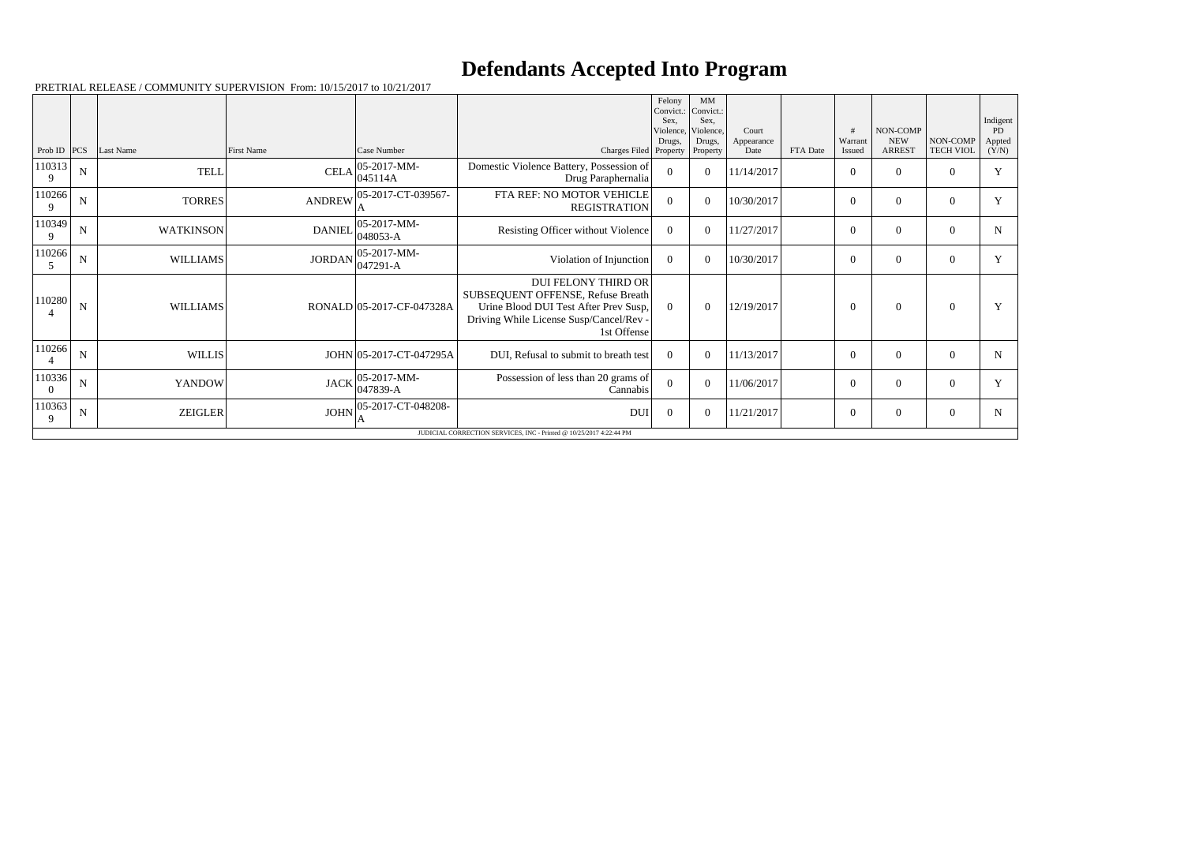# Defendants Accepted Into Program

PRETRIAL RELEASE / COMMUNITY SUPERVISION From: 10/15/2017 to 10/21/2017

| Prob ID | PCS | Last Name | First Name | Case Number | Charges Filed | Felony Convict.: Sex, Violence, Drugs, Property | MM Convict.: Sex, Violence, Drugs, Property | Court Appearance Date | FTA Date | # Warrant Issued | NON-COMP NEW ARREST | NON-COMP TECH VIOL | Indigent PD Appted (Y/N) |
|---|---|---|---|---|---|---|---|---|---|---|---|---|---|
| 1103139 | N | TELL | CELA | 05-2017-MM-045114A | Domestic Violence Battery, Possession of Drug Paraphernalia | 0 | 0 | 11/14/2017 | | 0 | 0 | 0 | Y |
| 1102669 | N | TORRES | ANDREW | 05-2017-CT-039567-A | FTA REF: NO MOTOR VEHICLE REGISTRATION | 0 | 0 | 10/30/2017 | | 0 | 0 | 0 | Y |
| 1103499 | N | WATKINSON | DANIEL | 05-2017-MM-048053-A | Resisting Officer without Violence | 0 | 0 | 11/27/2017 | | 0 | 0 | 0 | N |
| 1102665 | N | WILLIAMS | JORDAN | 05-2017-MM-047291-A | Violation of Injunction | 0 | 0 | 10/30/2017 | | 0 | 0 | 0 | Y |
| 1102804 | N | WILLIAMS | RONALD | 05-2017-CF-047328A | DUI FELONY THIRD OR SUBSEQUENT OFFENSE, Refuse Breath Urine Blood DUI Test After Prev Susp, Driving While License Susp/Cancel/Rev - 1st Offense | 0 | 0 | 12/19/2017 | | 0 | 0 | 0 | Y |
| 1102664 | N | WILLIS | JOHN | 05-2017-CT-047295A | DUI, Refusal to submit to breath test | 0 | 0 | 11/13/2017 | | 0 | 0 | 0 | N |
| 1103360 | N | YANDOW | JACK | 05-2017-MM-047839-A | Possession of less than 20 grams of Cannabis | 0 | 0 | 11/06/2017 | | 0 | 0 | 0 | Y |
| 1103639 | N | ZEIGLER | JOHN | 05-2017-CT-048208-A | DUI | 0 | 0 | 11/21/2017 | | 0 | 0 | 0 | N |

JUDICIAL CORRECTION SERVICES, INC - Printed @ 10/25/2017 4:22:44 PM